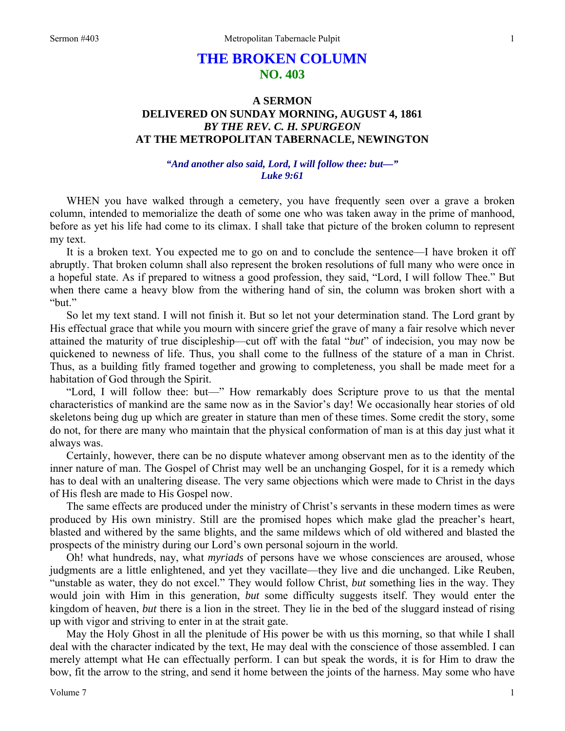# THE BROKEN COLUMN
## NO. 403

### A SERMON
### DELIVERED ON SUNDAY MORNING, AUGUST 4, 1861
### *BY THE REV. C. H. SPURGEON*
### AT THE METROPOLITAN TABERNACLE, NEWINGTON

***"And another also said, Lord, I will follow thee: but—"***
***Luke 9:61***

WHEN you have walked through a cemetery, you have frequently seen over a grave a broken column, intended to memorialize the death of some one who was taken away in the prime of manhood, before as yet his life had come to its climax. I shall take that picture of the broken column to represent my text.

It is a broken text. You expected me to go on and to conclude the sentence—I have broken it off abruptly. That broken column shall also represent the broken resolutions of full many who were once in a hopeful state. As if prepared to witness a good profession, they said, "Lord, I will follow Thee." But when there came a heavy blow from the withering hand of sin, the column was broken short with a "but."

So let my text stand. I will not finish it. But so let not your determination stand. The Lord grant by His effectual grace that while you mourn with sincere grief the grave of many a fair resolve which never attained the maturity of true discipleship—cut off with the fatal "*but*" of indecision, you may now be quickened to newness of life. Thus, you shall come to the fullness of the stature of a man in Christ. Thus, as a building fitly framed together and growing to completeness, you shall be made meet for a habitation of God through the Spirit.

"Lord, I will follow thee: but—" How remarkably does Scripture prove to us that the mental characteristics of mankind are the same now as in the Savior's day! We occasionally hear stories of old skeletons being dug up which are greater in stature than men of these times. Some credit the story, some do not, for there are many who maintain that the physical conformation of man is at this day just what it always was.

Certainly, however, there can be no dispute whatever among observant men as to the identity of the inner nature of man. The Gospel of Christ may well be an unchanging Gospel, for it is a remedy which has to deal with an unaltering disease. The very same objections which were made to Christ in the days of His flesh are made to His Gospel now.

The same effects are produced under the ministry of Christ's servants in these modern times as were produced by His own ministry. Still are the promised hopes which make glad the preacher's heart, blasted and withered by the same blights, and the same mildews which of old withered and blasted the prospects of the ministry during our Lord's own personal sojourn in the world.

Oh! what hundreds, nay, what *myriads* of persons have we whose consciences are aroused, whose judgments are a little enlightened, and yet they vacillate—they live and die unchanged. Like Reuben, "unstable as water, they do not excel." They would follow Christ, *but* something lies in the way. They would join with Him in this generation, *but* some difficulty suggests itself. They would enter the kingdom of heaven, *but* there is a lion in the street. They lie in the bed of the sluggard instead of rising up with vigor and striving to enter in at the strait gate.

May the Holy Ghost in all the plenitude of His power be with us this morning, so that while I shall deal with the character indicated by the text, He may deal with the conscience of those assembled. I can merely attempt what He can effectually perform. I can but speak the words, it is for Him to draw the bow, fit the arrow to the string, and send it home between the joints of the harness. May some who have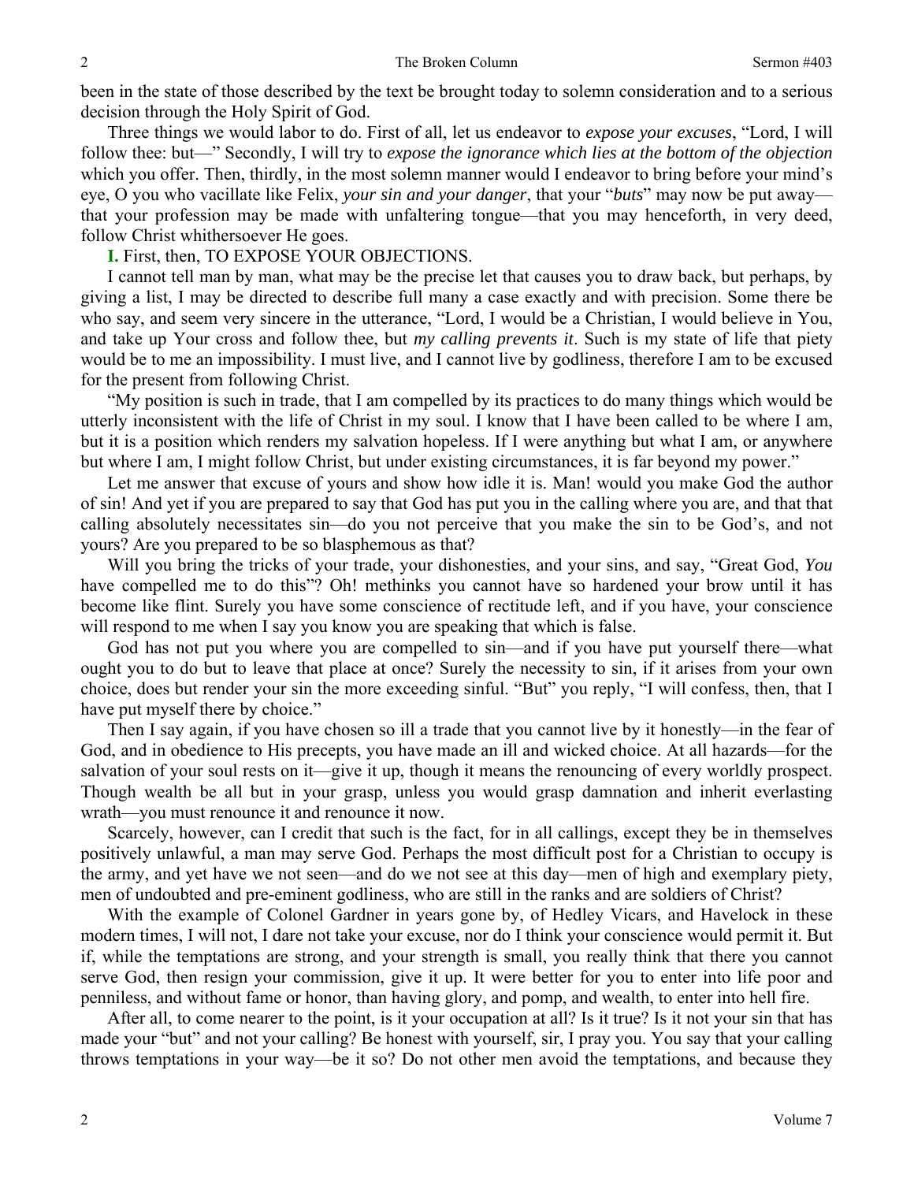been in the state of those described by the text be brought today to solemn consideration and to a serious decision through the Holy Spirit of God.

Three things we would labor to do. First of all, let us endeavor to *expose your excuses*, "Lord, I will follow thee: but—" Secondly, I will try to *expose the ignorance which lies at the bottom of the objection* which you offer. Then, thirdly, in the most solemn manner would I endeavor to bring before your mind's eye, O you who vacillate like Felix, *your sin and your danger*, that your "*buts*" may now be put away—that your profession may be made with unfaltering tongue—that you may henceforth, in very deed, follow Christ whithersoever He goes.

**I.** First, then, TO EXPOSE YOUR OBJECTIONS.

I cannot tell man by man, what may be the precise let that causes you to draw back, but perhaps, by giving a list, I may be directed to describe full many a case exactly and with precision. Some there be who say, and seem very sincere in the utterance, "Lord, I would be a Christian, I would believe in You, and take up Your cross and follow thee, but *my calling prevents it*. Such is my state of life that piety would be to me an impossibility. I must live, and I cannot live by godliness, therefore I am to be excused for the present from following Christ.

"My position is such in trade, that I am compelled by its practices to do many things which would be utterly inconsistent with the life of Christ in my soul. I know that I have been called to be where I am, but it is a position which renders my salvation hopeless. If I were anything but what I am, or anywhere but where I am, I might follow Christ, but under existing circumstances, it is far beyond my power."

Let me answer that excuse of yours and show how idle it is. Man! would you make God the author of sin! And yet if you are prepared to say that God has put you in the calling where you are, and that that calling absolutely necessitates sin—do you not perceive that you make the sin to be God's, and not yours? Are you prepared to be so blasphemous as that?

Will you bring the tricks of your trade, your dishonesties, and your sins, and say, "Great God, *You* have compelled me to do this"? Oh! methinks you cannot have so hardened your brow until it has become like flint. Surely you have some conscience of rectitude left, and if you have, your conscience will respond to me when I say you know you are speaking that which is false.

God has not put you where you are compelled to sin—and if you have put yourself there—what ought you to do but to leave that place at once? Surely the necessity to sin, if it arises from your own choice, does but render your sin the more exceeding sinful. "But" you reply, "I will confess, then, that I have put myself there by choice."

Then I say again, if you have chosen so ill a trade that you cannot live by it honestly—in the fear of God, and in obedience to His precepts, you have made an ill and wicked choice. At all hazards—for the salvation of your soul rests on it—give it up, though it means the renouncing of every worldly prospect. Though wealth be all but in your grasp, unless you would grasp damnation and inherit everlasting wrath—you must renounce it and renounce it now.

Scarcely, however, can I credit that such is the fact, for in all callings, except they be in themselves positively unlawful, a man may serve God. Perhaps the most difficult post for a Christian to occupy is the army, and yet have we not seen—and do we not see at this day—men of high and exemplary piety, men of undoubted and pre-eminent godliness, who are still in the ranks and are soldiers of Christ?

With the example of Colonel Gardner in years gone by, of Hedley Vicars, and Havelock in these modern times, I will not, I dare not take your excuse, nor do I think your conscience would permit it. But if, while the temptations are strong, and your strength is small, you really think that there you cannot serve God, then resign your commission, give it up. It were better for you to enter into life poor and penniless, and without fame or honor, than having glory, and pomp, and wealth, to enter into hell fire.

After all, to come nearer to the point, is it your occupation at all? Is it true? Is it not your sin that has made your "but" and not your calling? Be honest with yourself, sir, I pray you. You say that your calling throws temptations in your way—be it so? Do not other men avoid the temptations, and because they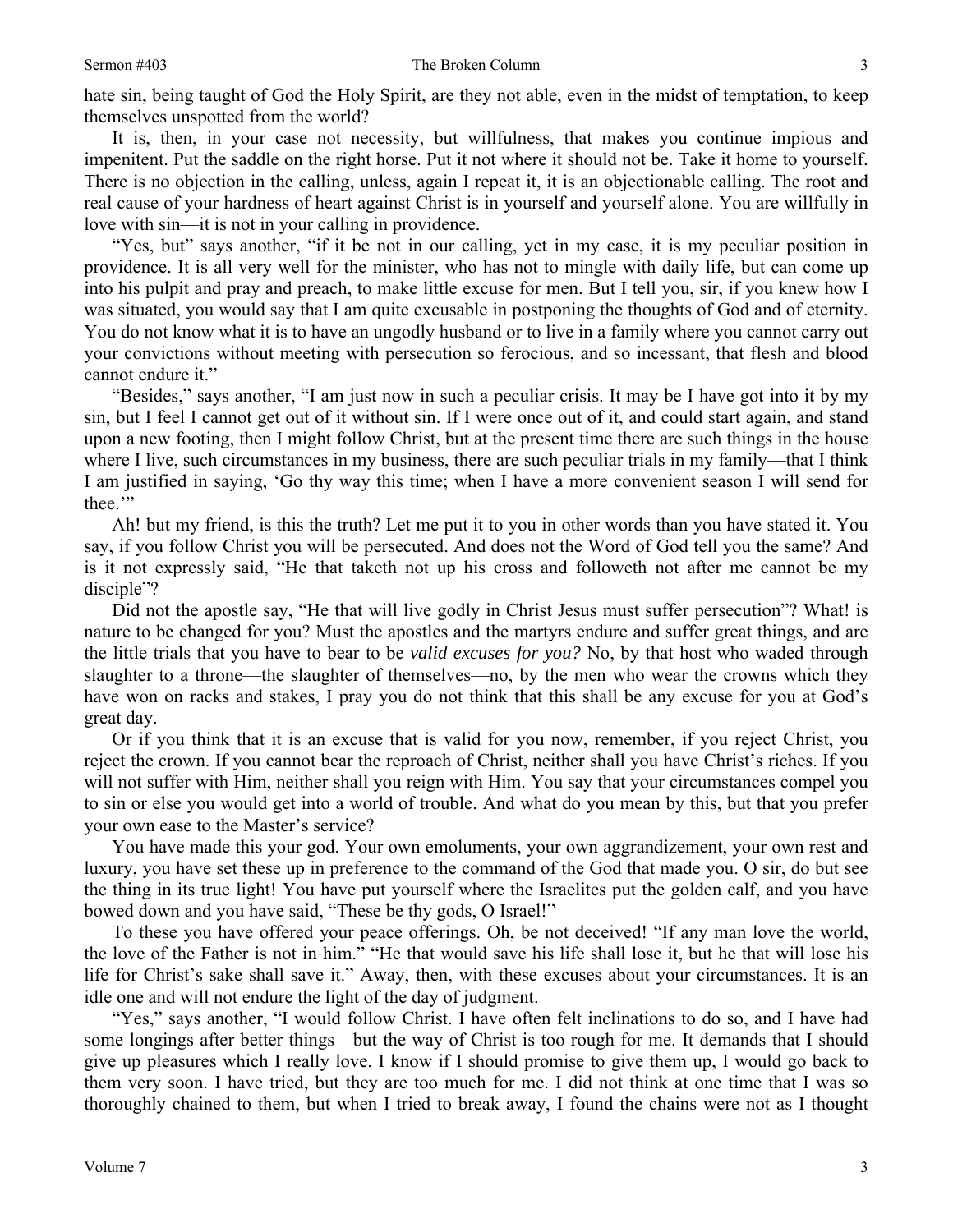hate sin, being taught of God the Holy Spirit, are they not able, even in the midst of temptation, to keep themselves unspotted from the world?

It is, then, in your case not necessity, but willfulness, that makes you continue impious and impenitent. Put the saddle on the right horse. Put it not where it should not be. Take it home to yourself. There is no objection in the calling, unless, again I repeat it, it is an objectionable calling. The root and real cause of your hardness of heart against Christ is in yourself and yourself alone. You are willfully in love with sin—it is not in your calling in providence.

"Yes, but" says another, "if it be not in our calling, yet in my case, it is my peculiar position in providence. It is all very well for the minister, who has not to mingle with daily life, but can come up into his pulpit and pray and preach, to make little excuse for men. But I tell you, sir, if you knew how I was situated, you would say that I am quite excusable in postponing the thoughts of God and of eternity. You do not know what it is to have an ungodly husband or to live in a family where you cannot carry out your convictions without meeting with persecution so ferocious, and so incessant, that flesh and blood cannot endure it."

"Besides," says another, "I am just now in such a peculiar crisis. It may be I have got into it by my sin, but I feel I cannot get out of it without sin. If I were once out of it, and could start again, and stand upon a new footing, then I might follow Christ, but at the present time there are such things in the house where I live, such circumstances in my business, there are such peculiar trials in my family—that I think I am justified in saying, 'Go thy way this time; when I have a more convenient season I will send for thee.'"

Ah! but my friend, is this the truth? Let me put it to you in other words than you have stated it. You say, if you follow Christ you will be persecuted. And does not the Word of God tell you the same? And is it not expressly said, "He that taketh not up his cross and followeth not after me cannot be my disciple"?

Did not the apostle say, "He that will live godly in Christ Jesus must suffer persecution"? What! is nature to be changed for you? Must the apostles and the martyrs endure and suffer great things, and are the little trials that you have to bear to be *valid excuses for you?* No, by that host who waded through slaughter to a throne—the slaughter of themselves—no, by the men who wear the crowns which they have won on racks and stakes, I pray you do not think that this shall be any excuse for you at God's great day.

Or if you think that it is an excuse that is valid for you now, remember, if you reject Christ, you reject the crown. If you cannot bear the reproach of Christ, neither shall you have Christ's riches. If you will not suffer with Him, neither shall you reign with Him. You say that your circumstances compel you to sin or else you would get into a world of trouble. And what do you mean by this, but that you prefer your own ease to the Master's service?

You have made this your god. Your own emoluments, your own aggrandizement, your own rest and luxury, you have set these up in preference to the command of the God that made you. O sir, do but see the thing in its true light! You have put yourself where the Israelites put the golden calf, and you have bowed down and you have said, "These be thy gods, O Israel!"

To these you have offered your peace offerings. Oh, be not deceived! "If any man love the world, the love of the Father is not in him." "He that would save his life shall lose it, but he that will lose his life for Christ's sake shall save it." Away, then, with these excuses about your circumstances. It is an idle one and will not endure the light of the day of judgment.

"Yes," says another, "I would follow Christ. I have often felt inclinations to do so, and I have had some longings after better things—but the way of Christ is too rough for me. It demands that I should give up pleasures which I really love. I know if I should promise to give them up, I would go back to them very soon. I have tried, but they are too much for me. I did not think at one time that I was so thoroughly chained to them, but when I tried to break away, I found the chains were not as I thought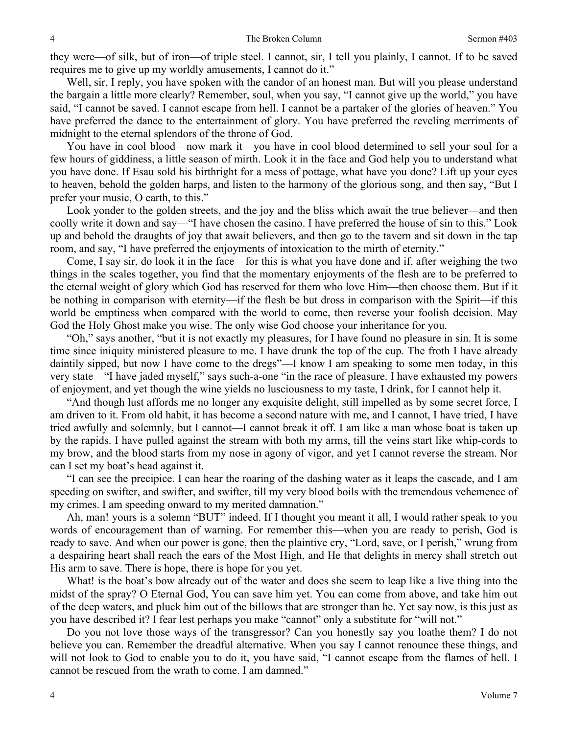they were—of silk, but of iron—of triple steel. I cannot, sir, I tell you plainly, I cannot. If to be saved requires me to give up my worldly amusements, I cannot do it."

Well, sir, I reply, you have spoken with the candor of an honest man. But will you please understand the bargain a little more clearly? Remember, soul, when you say, "I cannot give up the world," you have said, "I cannot be saved. I cannot escape from hell. I cannot be a partaker of the glories of heaven." You have preferred the dance to the entertainment of glory. You have preferred the reveling merriments of midnight to the eternal splendors of the throne of God.

You have in cool blood—now mark it—you have in cool blood determined to sell your soul for a few hours of giddiness, a little season of mirth. Look it in the face and God help you to understand what you have done. If Esau sold his birthright for a mess of pottage, what have you done? Lift up your eyes to heaven, behold the golden harps, and listen to the harmony of the glorious song, and then say, "But I prefer your music, O earth, to this."

Look yonder to the golden streets, and the joy and the bliss which await the true believer—and then coolly write it down and say—"I have chosen the casino. I have preferred the house of sin to this." Look up and behold the draughts of joy that await believers, and then go to the tavern and sit down in the tap room, and say, "I have preferred the enjoyments of intoxication to the mirth of eternity."

Come, I say sir, do look it in the face—for this is what you have done and if, after weighing the two things in the scales together, you find that the momentary enjoyments of the flesh are to be preferred to the eternal weight of glory which God has reserved for them who love Him—then choose them. But if it be nothing in comparison with eternity—if the flesh be but dross in comparison with the Spirit—if this world be emptiness when compared with the world to come, then reverse your foolish decision. May God the Holy Ghost make you wise. The only wise God choose your inheritance for you.

"Oh," says another, "but it is not exactly my pleasures, for I have found no pleasure in sin. It is some time since iniquity ministered pleasure to me. I have drunk the top of the cup. The froth I have already daintily sipped, but now I have come to the dregs"—I know I am speaking to some men today, in this very state—"I have jaded myself," says such-a-one "in the race of pleasure. I have exhausted my powers of enjoyment, and yet though the wine yields no lusciousness to my taste, I drink, for I cannot help it.

"And though lust affords me no longer any exquisite delight, still impelled as by some secret force, I am driven to it. From old habit, it has become a second nature with me, and I cannot, I have tried, I have tried awfully and solemnly, but I cannot—I cannot break it off. I am like a man whose boat is taken up by the rapids. I have pulled against the stream with both my arms, till the veins start like whip-cords to my brow, and the blood starts from my nose in agony of vigor, and yet I cannot reverse the stream. Nor can I set my boat's head against it.

"I can see the precipice. I can hear the roaring of the dashing water as it leaps the cascade, and I am speeding on swifter, and swifter, and swifter, till my very blood boils with the tremendous vehemence of my crimes. I am speeding onward to my merited damnation."

Ah, man! yours is a solemn "BUT" indeed. If I thought you meant it all, I would rather speak to you words of encouragement than of warning. For remember this—when you are ready to perish, God is ready to save. And when our power is gone, then the plaintive cry, "Lord, save, or I perish," wrung from a despairing heart shall reach the ears of the Most High, and He that delights in mercy shall stretch out His arm to save. There is hope, there is hope for you yet.

What! is the boat's bow already out of the water and does she seem to leap like a live thing into the midst of the spray? O Eternal God, You can save him yet. You can come from above, and take him out of the deep waters, and pluck him out of the billows that are stronger than he. Yet say now, is this just as you have described it? I fear lest perhaps you make "cannot" only a substitute for "will not."

Do you not love those ways of the transgressor? Can you honestly say you loathe them? I do not believe you can. Remember the dreadful alternative. When you say I cannot renounce these things, and will not look to God to enable you to do it, you have said, "I cannot escape from the flames of hell. I cannot be rescued from the wrath to come. I am damned."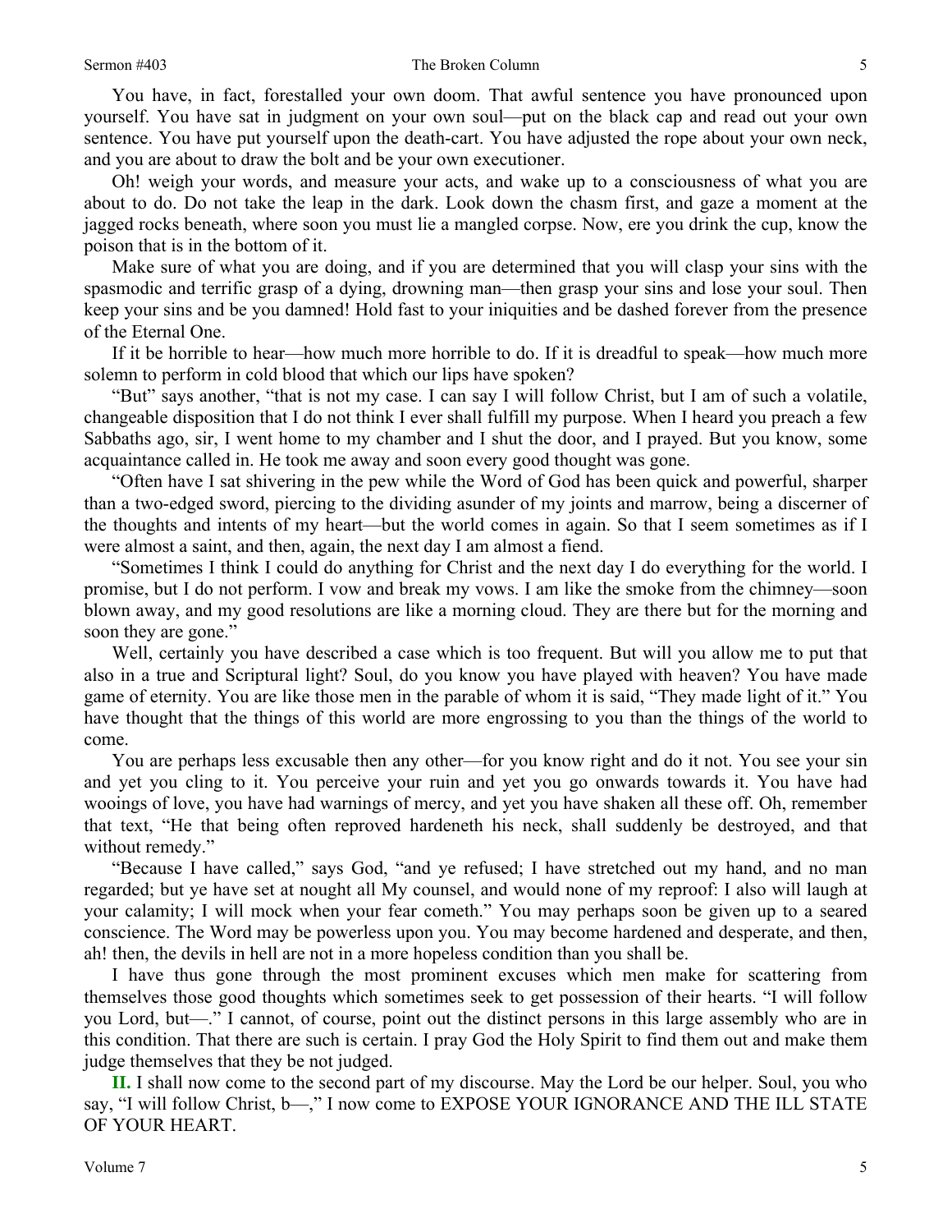You have, in fact, forestalled your own doom. That awful sentence you have pronounced upon yourself. You have sat in judgment on your own soul—put on the black cap and read out your own sentence. You have put yourself upon the death-cart. You have adjusted the rope about your own neck, and you are about to draw the bolt and be your own executioner.

Oh! weigh your words, and measure your acts, and wake up to a consciousness of what you are about to do. Do not take the leap in the dark. Look down the chasm first, and gaze a moment at the jagged rocks beneath, where soon you must lie a mangled corpse. Now, ere you drink the cup, know the poison that is in the bottom of it.

Make sure of what you are doing, and if you are determined that you will clasp your sins with the spasmodic and terrific grasp of a dying, drowning man—then grasp your sins and lose your soul. Then keep your sins and be you damned! Hold fast to your iniquities and be dashed forever from the presence of the Eternal One.

If it be horrible to hear—how much more horrible to do. If it is dreadful to speak—how much more solemn to perform in cold blood that which our lips have spoken?

"But" says another, "that is not my case. I can say I will follow Christ, but I am of such a volatile, changeable disposition that I do not think I ever shall fulfill my purpose. When I heard you preach a few Sabbaths ago, sir, I went home to my chamber and I shut the door, and I prayed. But you know, some acquaintance called in. He took me away and soon every good thought was gone.

"Often have I sat shivering in the pew while the Word of God has been quick and powerful, sharper than a two-edged sword, piercing to the dividing asunder of my joints and marrow, being a discerner of the thoughts and intents of my heart—but the world comes in again. So that I seem sometimes as if I were almost a saint, and then, again, the next day I am almost a fiend.

"Sometimes I think I could do anything for Christ and the next day I do everything for the world. I promise, but I do not perform. I vow and break my vows. I am like the smoke from the chimney—soon blown away, and my good resolutions are like a morning cloud. They are there but for the morning and soon they are gone."

Well, certainly you have described a case which is too frequent. But will you allow me to put that also in a true and Scriptural light? Soul, do you know you have played with heaven? You have made game of eternity. You are like those men in the parable of whom it is said, "They made light of it." You have thought that the things of this world are more engrossing to you than the things of the world to come.

You are perhaps less excusable then any other—for you know right and do it not. You see your sin and yet you cling to it. You perceive your ruin and yet you go onwards towards it. You have had wooings of love, you have had warnings of mercy, and yet you have shaken all these off. Oh, remember that text, "He that being often reproved hardeneth his neck, shall suddenly be destroyed, and that without remedy."

"Because I have called," says God, "and ye refused; I have stretched out my hand, and no man regarded; but ye have set at nought all My counsel, and would none of my reproof: I also will laugh at your calamity; I will mock when your fear cometh." You may perhaps soon be given up to a seared conscience. The Word may be powerless upon you. You may become hardened and desperate, and then, ah! then, the devils in hell are not in a more hopeless condition than you shall be.

I have thus gone through the most prominent excuses which men make for scattering from themselves those good thoughts which sometimes seek to get possession of their hearts. "I will follow you Lord, but—." I cannot, of course, point out the distinct persons in this large assembly who are in this condition. That there are such is certain. I pray God the Holy Spirit to find them out and make them judge themselves that they be not judged.

**II.** I shall now come to the second part of my discourse. May the Lord be our helper. Soul, you who say, "I will follow Christ, b—," I now come to EXPOSE YOUR IGNORANCE AND THE ILL STATE OF YOUR HEART.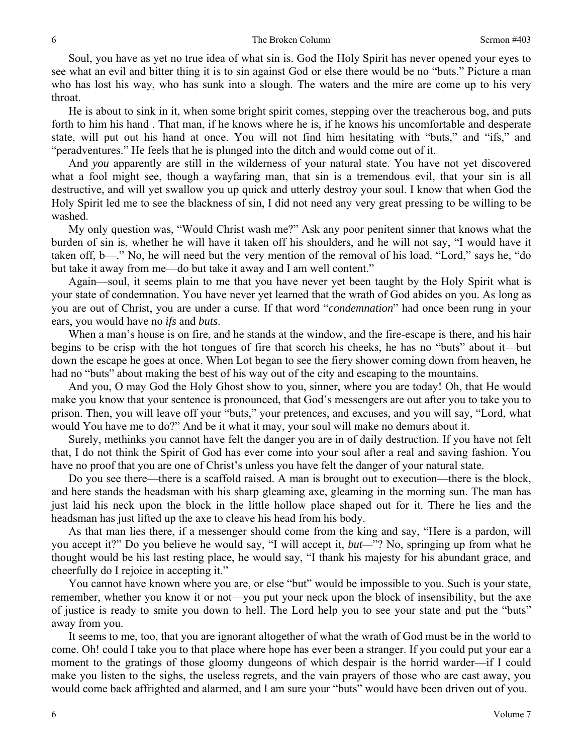Soul, you have as yet no true idea of what sin is. God the Holy Spirit has never opened your eyes to see what an evil and bitter thing it is to sin against God or else there would be no "buts." Picture a man who has lost his way, who has sunk into a slough. The waters and the mire are come up to his very throat.

He is about to sink in it, when some bright spirit comes, stepping over the treacherous bog, and puts forth to him his hand . That man, if he knows where he is, if he knows his uncomfortable and desperate state, will put out his hand at once. You will not find him hesitating with "buts," and "ifs," and "peradventures." He feels that he is plunged into the ditch and would come out of it.

And *you* apparently are still in the wilderness of your natural state. You have not yet discovered what a fool might see, though a wayfaring man, that sin is a tremendous evil, that your sin is all destructive, and will yet swallow you up quick and utterly destroy your soul. I know that when God the Holy Spirit led me to see the blackness of sin, I did not need any very great pressing to be willing to be washed.

My only question was, "Would Christ wash me?" Ask any poor penitent sinner that knows what the burden of sin is, whether he will have it taken off his shoulders, and he will not say, "I would have it taken off, b—." No, he will need but the very mention of the removal of his load. "Lord," says he, "do but take it away from me—do but take it away and I am well content."

Again—soul, it seems plain to me that you have never yet been taught by the Holy Spirit what is your state of condemnation. You have never yet learned that the wrath of God abides on you. As long as you are out of Christ, you are under a curse. If that word "*condemnation*" had once been rung in your ears, you would have no *ifs* and *buts*.

When a man's house is on fire, and he stands at the window, and the fire-escape is there, and his hair begins to be crisp with the hot tongues of fire that scorch his cheeks, he has no "buts" about it—but down the escape he goes at once. When Lot began to see the fiery shower coming down from heaven, he had no "buts" about making the best of his way out of the city and escaping to the mountains.

And you, O may God the Holy Ghost show to you, sinner, where you are today! Oh, that He would make you know that your sentence is pronounced, that God's messengers are out after you to take you to prison. Then, you will leave off your "buts," your pretences, and excuses, and you will say, "Lord, what would You have me to do?" And be it what it may, your soul will make no demurs about it.

Surely, methinks you cannot have felt the danger you are in of daily destruction. If you have not felt that, I do not think the Spirit of God has ever come into your soul after a real and saving fashion. You have no proof that you are one of Christ's unless you have felt the danger of your natural state.

Do you see there—there is a scaffold raised. A man is brought out to execution—there is the block, and here stands the headsman with his sharp gleaming axe, gleaming in the morning sun. The man has just laid his neck upon the block in the little hollow place shaped out for it. There he lies and the headsman has just lifted up the axe to cleave his head from his body.

As that man lies there, if a messenger should come from the king and say, "Here is a pardon, will you accept it?" Do you believe he would say, "I will accept it, *but—*"? No, springing up from what he thought would be his last resting place, he would say, "I thank his majesty for his abundant grace, and cheerfully do I rejoice in accepting it."

You cannot have known where you are, or else "but" would be impossible to you. Such is your state, remember, whether you know it or not—you put your neck upon the block of insensibility, but the axe of justice is ready to smite you down to hell. The Lord help you to see your state and put the "buts" away from you.

It seems to me, too, that you are ignorant altogether of what the wrath of God must be in the world to come. Oh! could I take you to that place where hope has ever been a stranger. If you could put your ear a moment to the gratings of those gloomy dungeons of which despair is the horrid warder—if I could make you listen to the sighs, the useless regrets, and the vain prayers of those who are cast away, you would come back affrighted and alarmed, and I am sure your "buts" would have been driven out of you.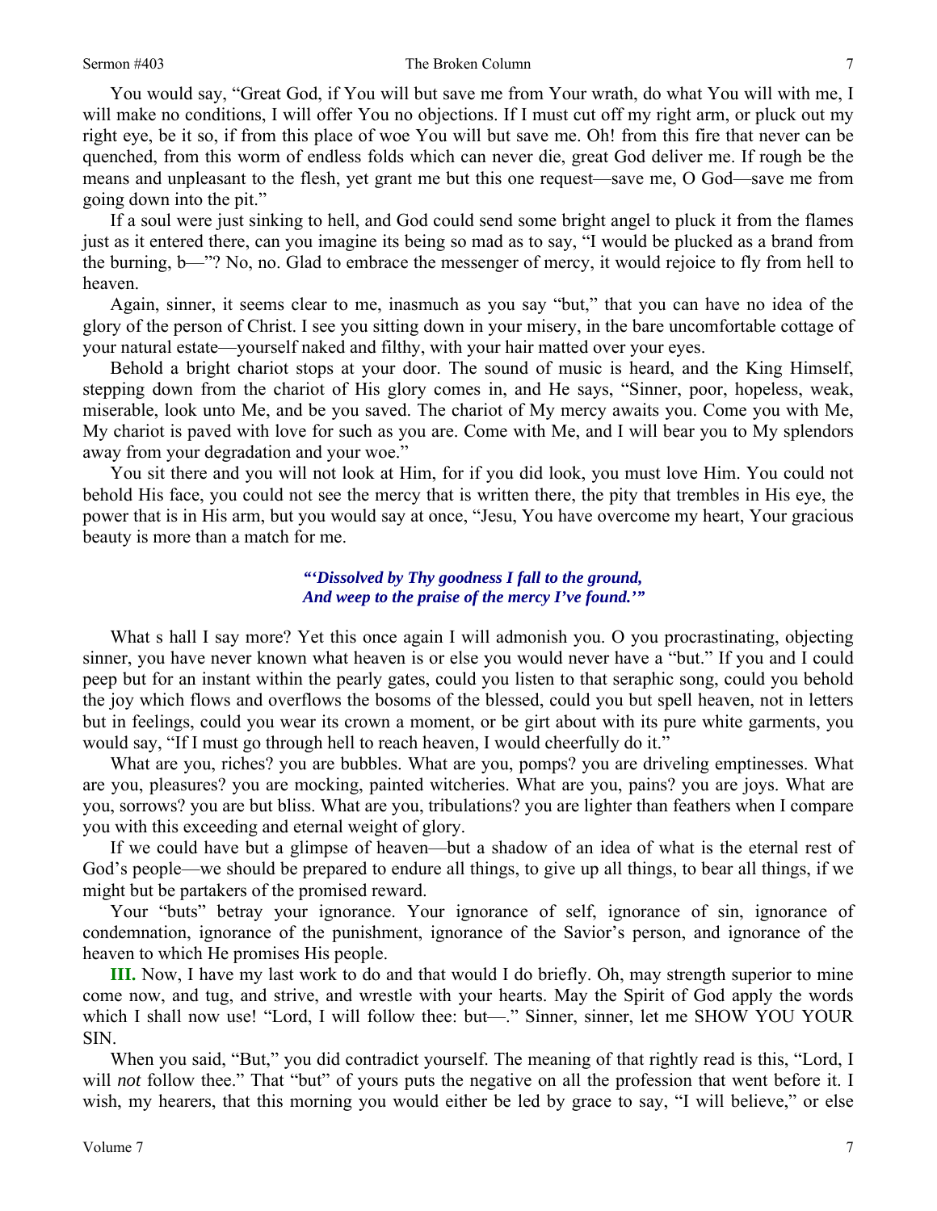You would say, "Great God, if You will but save me from Your wrath, do what You will with me, I will make no conditions, I will offer You no objections. If I must cut off my right arm, or pluck out my right eye, be it so, if from this place of woe You will but save me. Oh! from this fire that never can be quenched, from this worm of endless folds which can never die, great God deliver me. If rough be the means and unpleasant to the flesh, yet grant me but this one request—save me, O God—save me from going down into the pit."

If a soul were just sinking to hell, and God could send some bright angel to pluck it from the flames just as it entered there, can you imagine its being so mad as to say, "I would be plucked as a brand from the burning, b—"? No, no. Glad to embrace the messenger of mercy, it would rejoice to fly from hell to heaven.

Again, sinner, it seems clear to me, inasmuch as you say "but," that you can have no idea of the glory of the person of Christ. I see you sitting down in your misery, in the bare uncomfortable cottage of your natural estate—yourself naked and filthy, with your hair matted over your eyes.

Behold a bright chariot stops at your door. The sound of music is heard, and the King Himself, stepping down from the chariot of His glory comes in, and He says, "Sinner, poor, hopeless, weak, miserable, look unto Me, and be you saved. The chariot of My mercy awaits you. Come you with Me, My chariot is paved with love for such as you are. Come with Me, and I will bear you to My splendors away from your degradation and your woe."

You sit there and you will not look at Him, for if you did look, you must love Him. You could not behold His face, you could not see the mercy that is written there, the pity that trembles in His eye, the power that is in His arm, but you would say at once, "Jesu, You have overcome my heart, Your gracious beauty is more than a match for me.

*"'Dissolved by Thy goodness I fall to the ground,*
*And weep to the praise of the mercy I've found.'"*

What s hall I say more? Yet this once again I will admonish you. O you procrastinating, objecting sinner, you have never known what heaven is or else you would never have a "but." If you and I could peep but for an instant within the pearly gates, could you listen to that seraphic song, could you behold the joy which flows and overflows the bosoms of the blessed, could you but spell heaven, not in letters but in feelings, could you wear its crown a moment, or be girt about with its pure white garments, you would say, "If I must go through hell to reach heaven, I would cheerfully do it."

What are you, riches? you are bubbles. What are you, pomps? you are driveling emptinesses. What are you, pleasures? you are mocking, painted witcheries. What are you, pains? you are joys. What are you, sorrows? you are but bliss. What are you, tribulations? you are lighter than feathers when I compare you with this exceeding and eternal weight of glory.

If we could have but a glimpse of heaven—but a shadow of an idea of what is the eternal rest of God's people—we should be prepared to endure all things, to give up all things, to bear all things, if we might but be partakers of the promised reward.

Your "buts" betray your ignorance. Your ignorance of self, ignorance of sin, ignorance of condemnation, ignorance of the punishment, ignorance of the Savior's person, and ignorance of the heaven to which He promises His people.

**III.** Now, I have my last work to do and that would I do briefly. Oh, may strength superior to mine come now, and tug, and strive, and wrestle with your hearts. May the Spirit of God apply the words which I shall now use! "Lord, I will follow thee: but—." Sinner, sinner, let me SHOW YOU YOUR SIN.

When you said, "But," you did contradict yourself. The meaning of that rightly read is this, "Lord, I will *not* follow thee." That "but" of yours puts the negative on all the profession that went before it. I wish, my hearers, that this morning you would either be led by grace to say, "I will believe," or else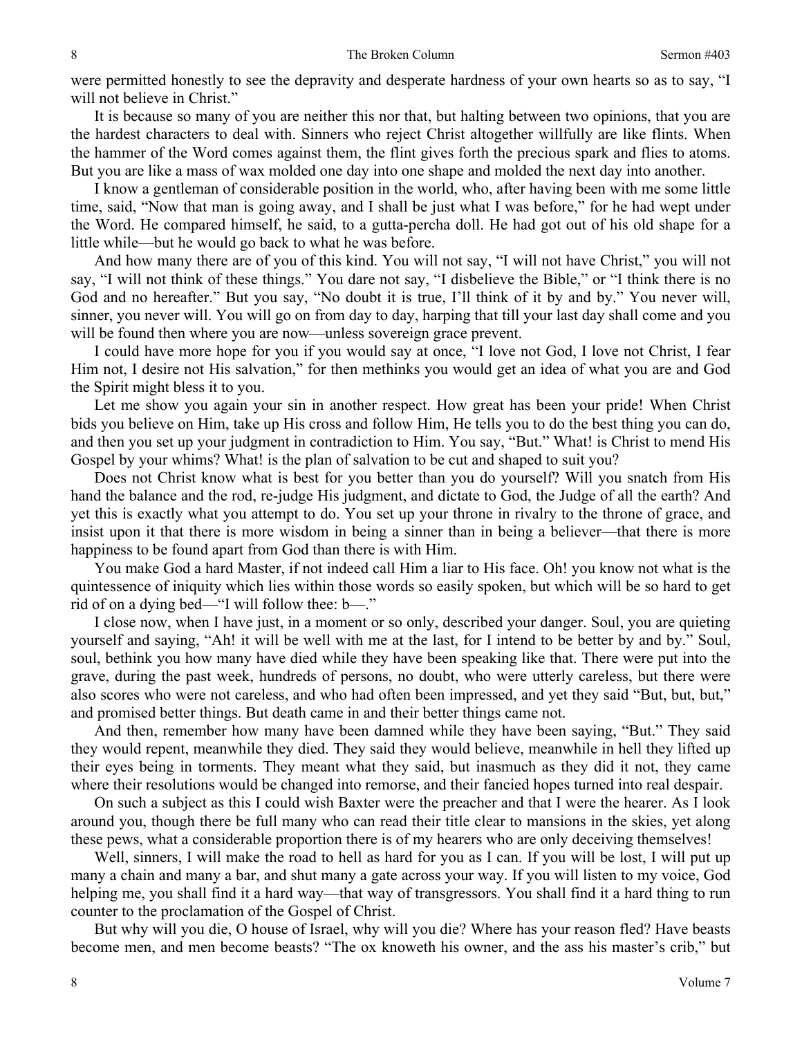were permitted honestly to see the depravity and desperate hardness of your own hearts so as to say, "I will not believe in Christ."

It is because so many of you are neither this nor that, but halting between two opinions, that you are the hardest characters to deal with. Sinners who reject Christ altogether willfully are like flints. When the hammer of the Word comes against them, the flint gives forth the precious spark and flies to atoms. But you are like a mass of wax molded one day into one shape and molded the next day into another.

I know a gentleman of considerable position in the world, who, after having been with me some little time, said, "Now that man is going away, and I shall be just what I was before," for he had wept under the Word. He compared himself, he said, to a gutta-percha doll. He had got out of his old shape for a little while—but he would go back to what he was before.

And how many there are of you of this kind. You will not say, "I will not have Christ," you will not say, "I will not think of these things." You dare not say, "I disbelieve the Bible," or "I think there is no God and no hereafter." But you say, "No doubt it is true, I'll think of it by and by." You never will, sinner, you never will. You will go on from day to day, harping that till your last day shall come and you will be found then where you are now—unless sovereign grace prevent.

I could have more hope for you if you would say at once, "I love not God, I love not Christ, I fear Him not, I desire not His salvation," for then methinks you would get an idea of what you are and God the Spirit might bless it to you.

Let me show you again your sin in another respect. How great has been your pride! When Christ bids you believe on Him, take up His cross and follow Him, He tells you to do the best thing you can do, and then you set up your judgment in contradiction to Him. You say, "But." What! is Christ to mend His Gospel by your whims? What! is the plan of salvation to be cut and shaped to suit you?

Does not Christ know what is best for you better than you do yourself? Will you snatch from His hand the balance and the rod, re-judge His judgment, and dictate to God, the Judge of all the earth? And yet this is exactly what you attempt to do. You set up your throne in rivalry to the throne of grace, and insist upon it that there is more wisdom in being a sinner than in being a believer—that there is more happiness to be found apart from God than there is with Him.

You make God a hard Master, if not indeed call Him a liar to His face. Oh! you know not what is the quintessence of iniquity which lies within those words so easily spoken, but which will be so hard to get rid of on a dying bed—"I will follow thee: b—."

I close now, when I have just, in a moment or so only, described your danger. Soul, you are quieting yourself and saying, "Ah! it will be well with me at the last, for I intend to be better by and by." Soul, soul, bethink you how many have died while they have been speaking like that. There were put into the grave, during the past week, hundreds of persons, no doubt, who were utterly careless, but there were also scores who were not careless, and who had often been impressed, and yet they said "But, but, but," and promised better things. But death came in and their better things came not.

And then, remember how many have been damned while they have been saying, "But." They said they would repent, meanwhile they died. They said they would believe, meanwhile in hell they lifted up their eyes being in torments. They meant what they said, but inasmuch as they did it not, they came where their resolutions would be changed into remorse, and their fancied hopes turned into real despair.

On such a subject as this I could wish Baxter were the preacher and that I were the hearer. As I look around you, though there be full many who can read their title clear to mansions in the skies, yet along these pews, what a considerable proportion there is of my hearers who are only deceiving themselves!

Well, sinners, I will make the road to hell as hard for you as I can. If you will be lost, I will put up many a chain and many a bar, and shut many a gate across your way. If you will listen to my voice, God helping me, you shall find it a hard way—that way of transgressors. You shall find it a hard thing to run counter to the proclamation of the Gospel of Christ.

But why will you die, O house of Israel, why will you die? Where has your reason fled? Have beasts become men, and men become beasts? "The ox knoweth his owner, and the ass his master's crib," but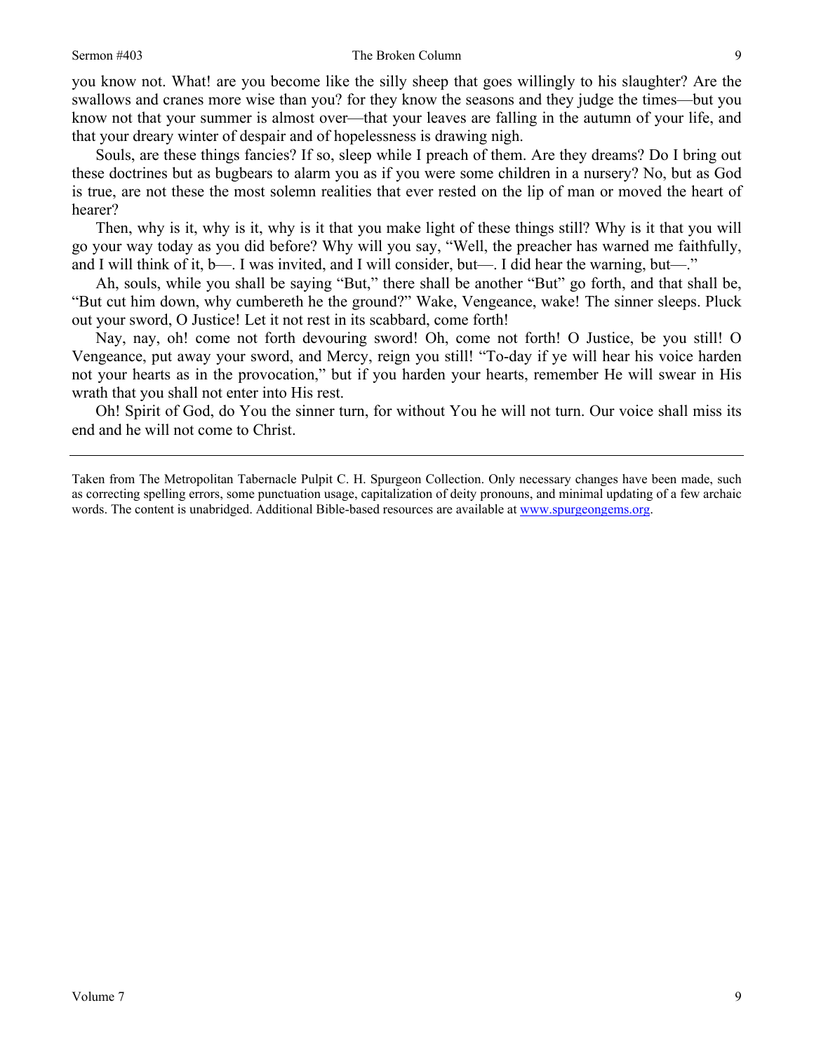you know not. What! are you become like the silly sheep that goes willingly to his slaughter? Are the swallows and cranes more wise than you? for they know the seasons and they judge the times—but you know not that your summer is almost over—that your leaves are falling in the autumn of your life, and that your dreary winter of despair and of hopelessness is drawing nigh.

Souls, are these things fancies? If so, sleep while I preach of them. Are they dreams? Do I bring out these doctrines but as bugbears to alarm you as if you were some children in a nursery? No, but as God is true, are not these the most solemn realities that ever rested on the lip of man or moved the heart of hearer?

Then, why is it, why is it, why is it that you make light of these things still? Why is it that you will go your way today as you did before? Why will you say, "Well, the preacher has warned me faithfully, and I will think of it, b—. I was invited, and I will consider, but—. I did hear the warning, but—."

Ah, souls, while you shall be saying "But," there shall be another "But" go forth, and that shall be, "But cut him down, why cumbereth he the ground?" Wake, Vengeance, wake! The sinner sleeps. Pluck out your sword, O Justice! Let it not rest in its scabbard, come forth!

Nay, nay, oh! come not forth devouring sword! Oh, come not forth! O Justice, be you still! O Vengeance, put away your sword, and Mercy, reign you still! "To-day if ye will hear his voice harden not your hearts as in the provocation," but if you harden your hearts, remember He will swear in His wrath that you shall not enter into His rest.

Oh! Spirit of God, do You the sinner turn, for without You he will not turn. Our voice shall miss its end and he will not come to Christ.

---

Taken from The Metropolitan Tabernacle Pulpit C. H. Spurgeon Collection. Only necessary changes have been made, such as correcting spelling errors, some punctuation usage, capitalization of deity pronouns, and minimal updating of a few archaic words. The content is unabridged. Additional Bible-based resources are available at www.spurgeongems.org.